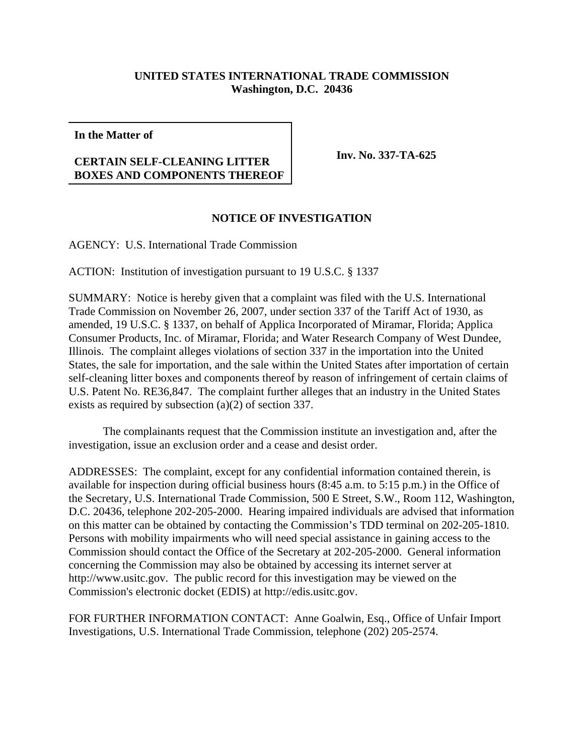**UNITED STATES INTERNATIONAL TRADE COMMISSION**
**Washington, D.C. 20436**

**In the Matter of**

**CERTAIN SELF-CLEANING LITTER BOXES AND COMPONENTS THEREOF**

**Inv. No. 337-TA-625**

## NOTICE OF INVESTIGATION

AGENCY: U.S. International Trade Commission

ACTION: Institution of investigation pursuant to 19 U.S.C. § 1337

SUMMARY: Notice is hereby given that a complaint was filed with the U.S. International Trade Commission on November 26, 2007, under section 337 of the Tariff Act of 1930, as amended, 19 U.S.C. § 1337, on behalf of Applica Incorporated of Miramar, Florida; Applica Consumer Products, Inc. of Miramar, Florida; and Water Research Company of West Dundee, Illinois. The complaint alleges violations of section 337 in the importation into the United States, the sale for importation, and the sale within the United States after importation of certain self-cleaning litter boxes and components thereof by reason of infringement of certain claims of U.S. Patent No. RE36,847. The complaint further alleges that an industry in the United States exists as required by subsection (a)(2) of section 337.

The complainants request that the Commission institute an investigation and, after the investigation, issue an exclusion order and a cease and desist order.

ADDRESSES: The complaint, except for any confidential information contained therein, is available for inspection during official business hours (8:45 a.m. to 5:15 p.m.) in the Office of the Secretary, U.S. International Trade Commission, 500 E Street, S.W., Room 112, Washington, D.C. 20436, telephone 202-205-2000. Hearing impaired individuals are advised that information on this matter can be obtained by contacting the Commission's TDD terminal on 202-205-1810. Persons with mobility impairments who will need special assistance in gaining access to the Commission should contact the Office of the Secretary at 202-205-2000. General information concerning the Commission may also be obtained by accessing its internet server at http://www.usitc.gov. The public record for this investigation may be viewed on the Commission's electronic docket (EDIS) at http://edis.usitc.gov.

FOR FURTHER INFORMATION CONTACT: Anne Goalwin, Esq., Office of Unfair Import Investigations, U.S. International Trade Commission, telephone (202) 205-2574.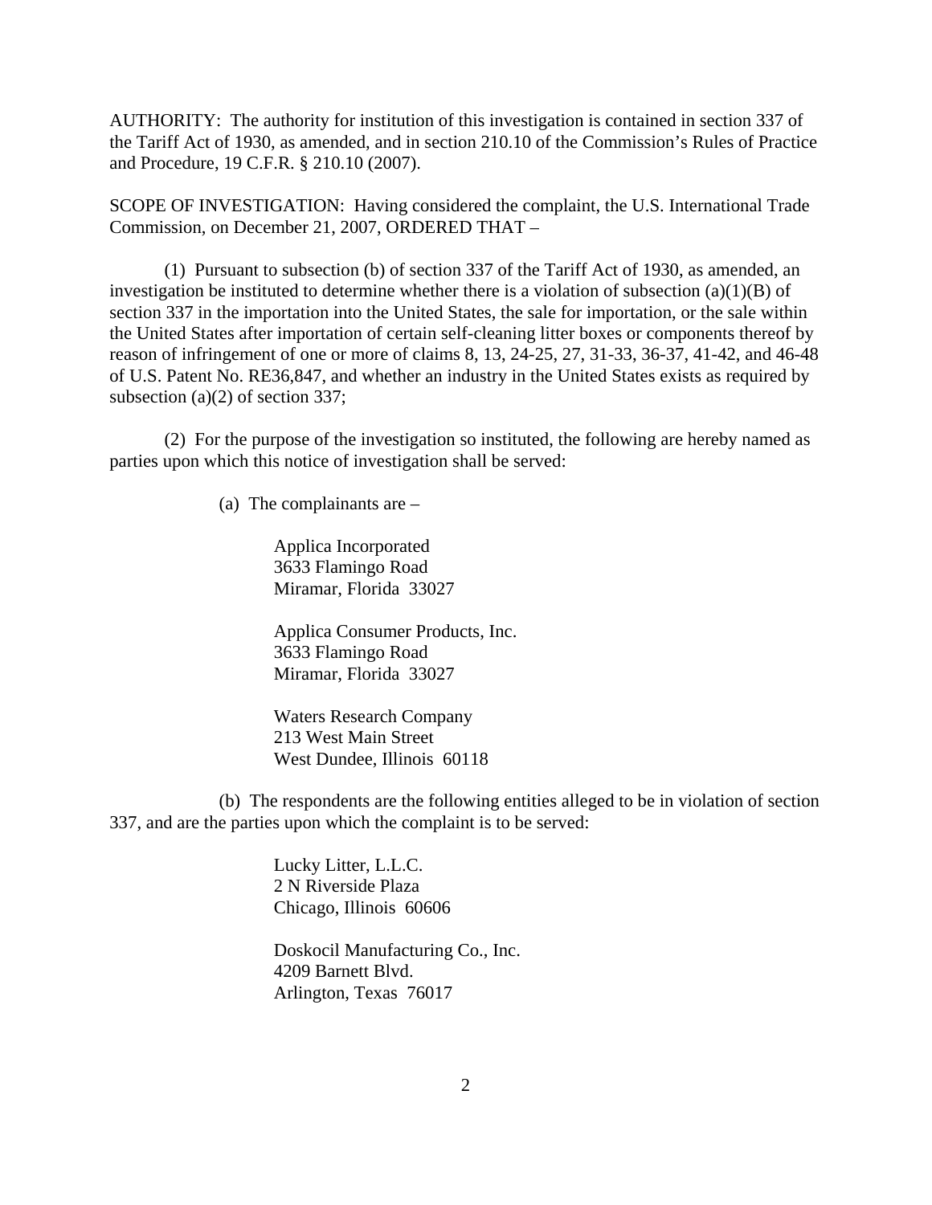AUTHORITY: The authority for institution of this investigation is contained in section 337 of the Tariff Act of 1930, as amended, and in section 210.10 of the Commission's Rules of Practice and Procedure, 19 C.F.R. § 210.10 (2007).

SCOPE OF INVESTIGATION: Having considered the complaint, the U.S. International Trade Commission, on December 21, 2007, ORDERED THAT –

(1) Pursuant to subsection (b) of section 337 of the Tariff Act of 1930, as amended, an investigation be instituted to determine whether there is a violation of subsection (a)(1)(B) of section 337 in the importation into the United States, the sale for importation, or the sale within the United States after importation of certain self-cleaning litter boxes or components thereof by reason of infringement of one or more of claims 8, 13, 24-25, 27, 31-33, 36-37, 41-42, and 46-48 of U.S. Patent No. RE36,847, and whether an industry in the United States exists as required by subsection (a)(2) of section 337;

(2) For the purpose of the investigation so instituted, the following are hereby named as parties upon which this notice of investigation shall be served:

(a) The complainants are –

Applica Incorporated
3633 Flamingo Road
Miramar, Florida 33027

Applica Consumer Products, Inc.
3633 Flamingo Road
Miramar, Florida 33027

Waters Research Company
213 West Main Street
West Dundee, Illinois 60118

(b) The respondents are the following entities alleged to be in violation of section 337, and are the parties upon which the complaint is to be served:

Lucky Litter, L.L.C.
2 N Riverside Plaza
Chicago, Illinois 60606

Doskocil Manufacturing Co., Inc.
4209 Barnett Blvd.
Arlington, Texas 76017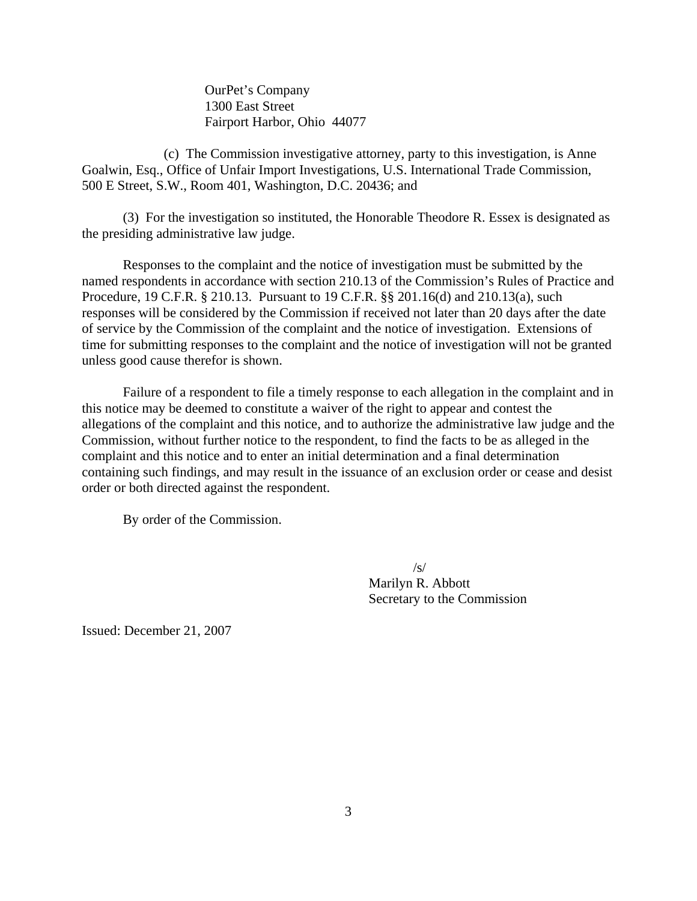OurPet's Company
1300 East Street
Fairport Harbor, Ohio 44077

(c) The Commission investigative attorney, party to this investigation, is Anne Goalwin, Esq., Office of Unfair Import Investigations, U.S. International Trade Commission, 500 E Street, S.W., Room 401, Washington, D.C. 20436; and

(3) For the investigation so instituted, the Honorable Theodore R. Essex is designated as the presiding administrative law judge.

Responses to the complaint and the notice of investigation must be submitted by the named respondents in accordance with section 210.13 of the Commission's Rules of Practice and Procedure, 19 C.F.R. § 210.13. Pursuant to 19 C.F.R. §§ 201.16(d) and 210.13(a), such responses will be considered by the Commission if received not later than 20 days after the date of service by the Commission of the complaint and the notice of investigation. Extensions of time for submitting responses to the complaint and the notice of investigation will not be granted unless good cause therefor is shown.

Failure of a respondent to file a timely response to each allegation in the complaint and in this notice may be deemed to constitute a waiver of the right to appear and contest the allegations of the complaint and this notice, and to authorize the administrative law judge and the Commission, without further notice to the respondent, to find the facts to be as alleged in the complaint and this notice and to enter an initial determination and a final determination containing such findings, and may result in the issuance of an exclusion order or cease and desist order or both directed against the respondent.

By order of the Commission.

/s/
Marilyn R. Abbott
Secretary to the Commission

Issued: December 21, 2007